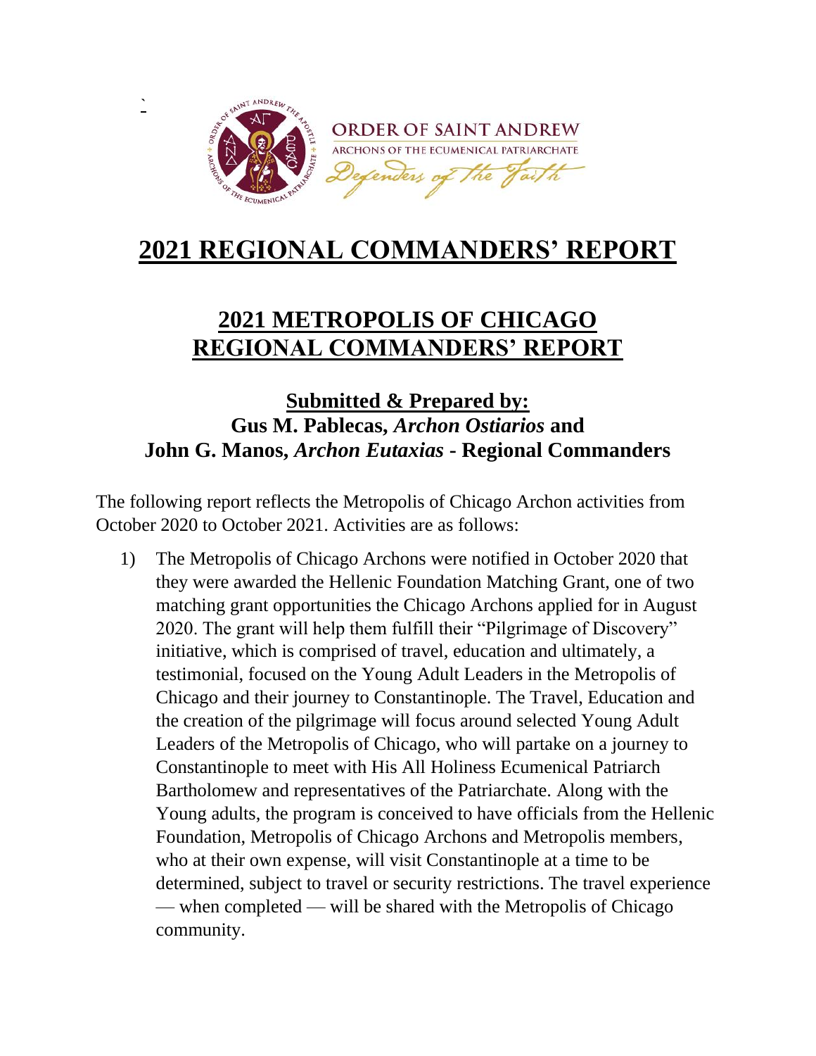ORDER OF SAINT ANDREW

ARCHONS OF THE ECUMENICAL PATRIARCHATE

*Defenders of the Faith*

# 2021 REGIONAL COMMANDERS' REPORT

## 2021 METROPOLIS OF CHICAGO REGIONAL COMMANDERS' REPORT

### Submitted & Prepared by:

**Gus M. Pablecas, *Archon Ostiarios* and John G. Manos, *Archon Eutaxias* - Regional Commanders**

The following report reflects the Metropolis of Chicago Archon activities from October 2020 to October 2021. Activities are as follows:

1) The Metropolis of Chicago Archons were notified in October 2020 that they were awarded the Hellenic Foundation Matching Grant, one of two matching grant opportunities the Chicago Archons applied for in August 2020. The grant will help them fulfill their "Pilgrimage of Discovery" initiative, which is comprised of travel, education and ultimately, a testimonial, focused on the Young Adult Leaders in the Metropolis of Chicago and their journey to Constantinople. The Travel, Education and the creation of the pilgrimage will focus around selected Young Adult Leaders of the Metropolis of Chicago, who will partake on a journey to Constantinople to meet with His All Holiness Ecumenical Patriarch Bartholomew and representatives of the Patriarchate. Along with the Young adults, the program is conceived to have officials from the Hellenic Foundation, Metropolis of Chicago Archons and Metropolis members, who at their own expense, will visit Constantinople at a time to be determined, subject to travel or security restrictions. The travel experience — when completed — will be shared with the Metropolis of Chicago community.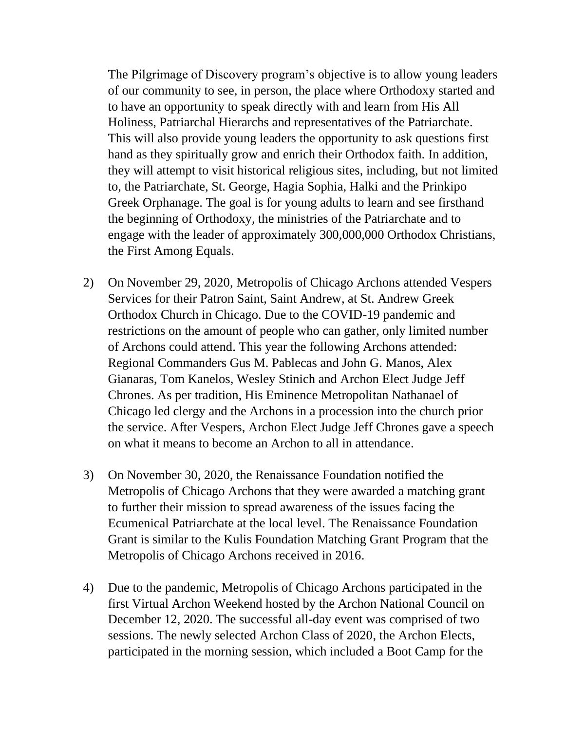The Pilgrimage of Discovery program's objective is to allow young leaders of our community to see, in person, the place where Orthodoxy started and to have an opportunity to speak directly with and learn from His All Holiness, Patriarchal Hierarchs and representatives of the Patriarchate. This will also provide young leaders the opportunity to ask questions first hand as they spiritually grow and enrich their Orthodox faith. In addition, they will attempt to visit historical religious sites, including, but not limited to, the Patriarchate, St. George, Hagia Sophia, Halki and the Prinkipo Greek Orphanage. The goal is for young adults to learn and see firsthand the beginning of Orthodoxy, the ministries of the Patriarchate and to engage with the leader of approximately 300,000,000 Orthodox Christians, the First Among Equals.

2) On November 29, 2020, Metropolis of Chicago Archons attended Vespers Services for their Patron Saint, Saint Andrew, at St. Andrew Greek Orthodox Church in Chicago. Due to the COVID-19 pandemic and restrictions on the amount of people who can gather, only limited number of Archons could attend. This year the following Archons attended: Regional Commanders Gus M. Pablecas and John G. Manos, Alex Gianaras, Tom Kanelos, Wesley Stinich and Archon Elect Judge Jeff Chrones. As per tradition, His Eminence Metropolitan Nathanael of Chicago led clergy and the Archons in a procession into the church prior the service. After Vespers, Archon Elect Judge Jeff Chrones gave a speech on what it means to become an Archon to all in attendance.

3) On November 30, 2020, the Renaissance Foundation notified the Metropolis of Chicago Archons that they were awarded a matching grant to further their mission to spread awareness of the issues facing the Ecumenical Patriarchate at the local level. The Renaissance Foundation Grant is similar to the Kulis Foundation Matching Grant Program that the Metropolis of Chicago Archons received in 2016.

4) Due to the pandemic, Metropolis of Chicago Archons participated in the first Virtual Archon Weekend hosted by the Archon National Council on December 12, 2020. The successful all-day event was comprised of two sessions. The newly selected Archon Class of 2020, the Archon Elects, participated in the morning session, which included a Boot Camp for the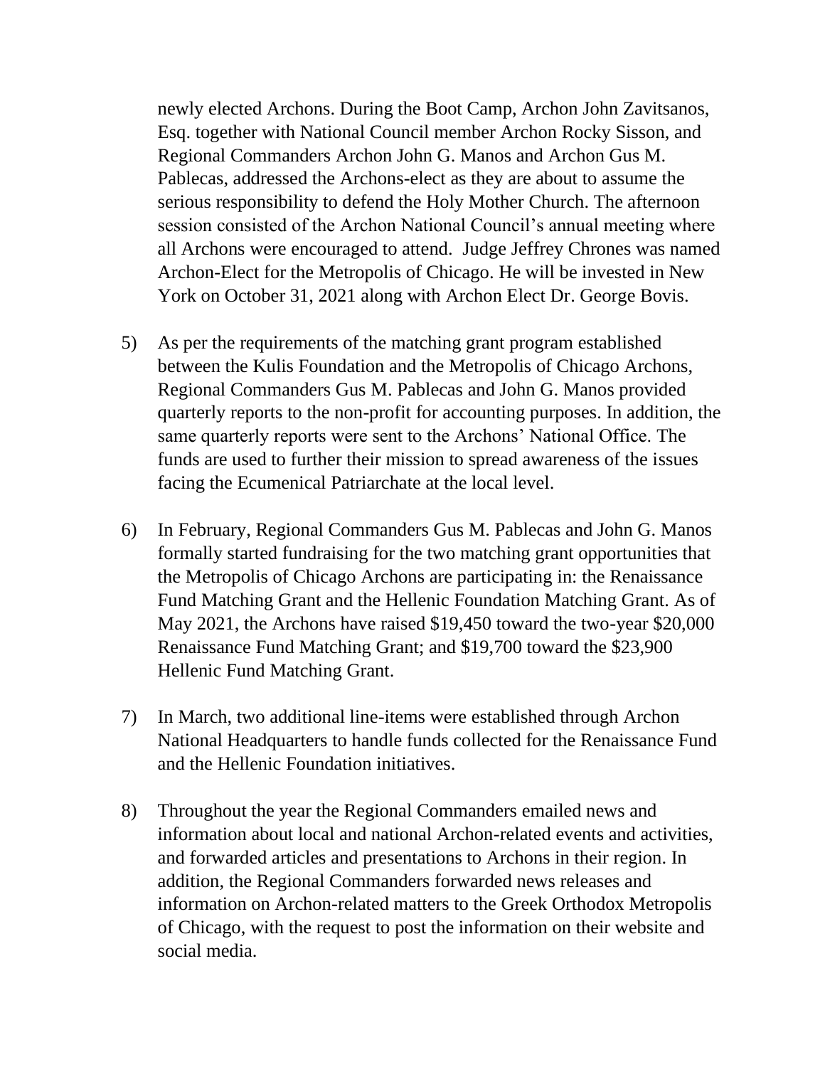newly elected Archons. During the Boot Camp, Archon John Zavitsanos, Esq. together with National Council member Archon Rocky Sisson, and Regional Commanders Archon John G. Manos and Archon Gus M. Pablecas, addressed the Archons-elect as they are about to assume the serious responsibility to defend the Holy Mother Church. The afternoon session consisted of the Archon National Council's annual meeting where all Archons were encouraged to attend. Judge Jeffrey Chrones was named Archon-Elect for the Metropolis of Chicago. He will be invested in New York on October 31, 2021 along with Archon Elect Dr. George Bovis.

5) As per the requirements of the matching grant program established between the Kulis Foundation and the Metropolis of Chicago Archons, Regional Commanders Gus M. Pablecas and John G. Manos provided quarterly reports to the non-profit for accounting purposes. In addition, the same quarterly reports were sent to the Archons' National Office. The funds are used to further their mission to spread awareness of the issues facing the Ecumenical Patriarchate at the local level.

6) In February, Regional Commanders Gus M. Pablecas and John G. Manos formally started fundraising for the two matching grant opportunities that the Metropolis of Chicago Archons are participating in: the Renaissance Fund Matching Grant and the Hellenic Foundation Matching Grant. As of May 2021, the Archons have raised $19,450 toward the two-year $20,000 Renaissance Fund Matching Grant; and $19,700 toward the $23,900 Hellenic Fund Matching Grant.

7) In March, two additional line-items were established through Archon National Headquarters to handle funds collected for the Renaissance Fund and the Hellenic Foundation initiatives.

8) Throughout the year the Regional Commanders emailed news and information about local and national Archon-related events and activities, and forwarded articles and presentations to Archons in their region. In addition, the Regional Commanders forwarded news releases and information on Archon-related matters to the Greek Orthodox Metropolis of Chicago, with the request to post the information on their website and social media.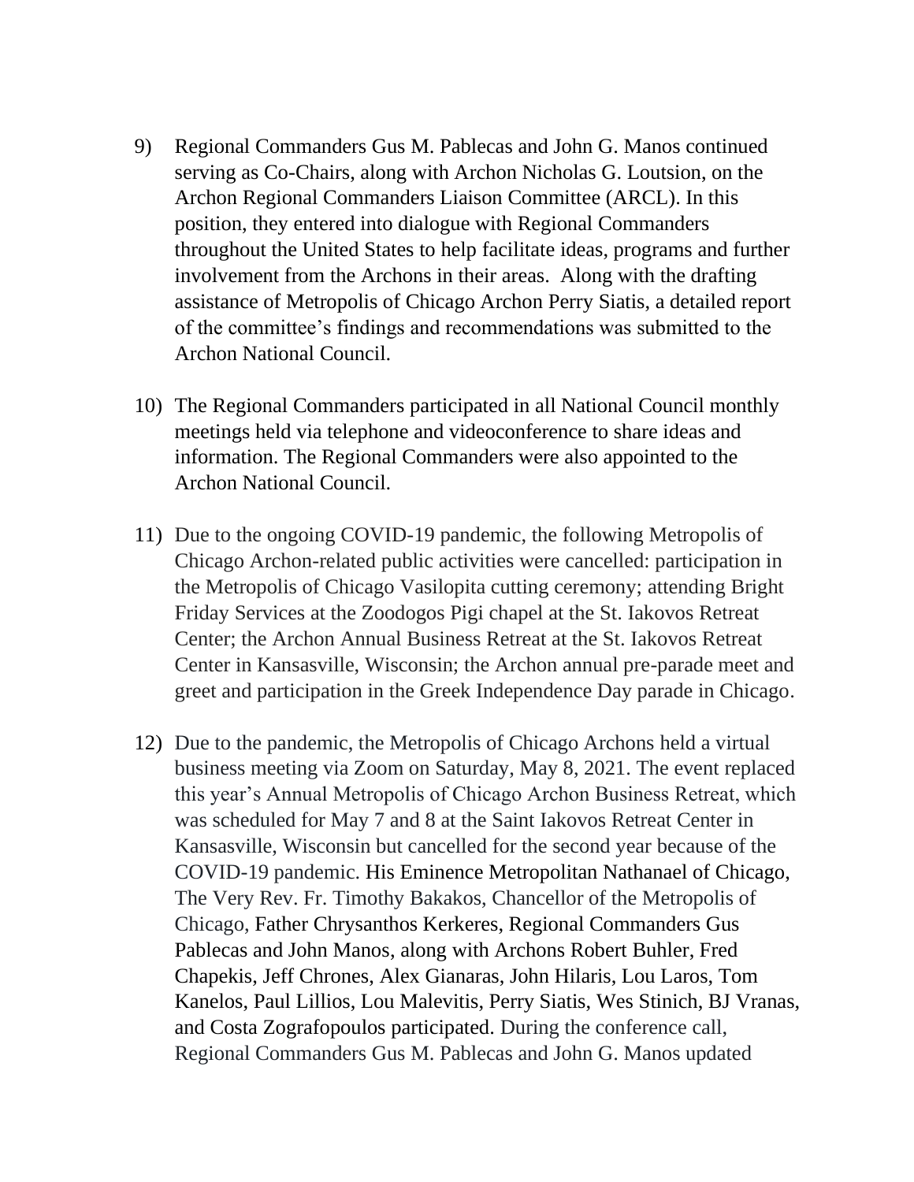9) Regional Commanders Gus M. Pablecas and John G. Manos continued serving as Co-Chairs, along with Archon Nicholas G. Loutsion, on the Archon Regional Commanders Liaison Committee (ARCL). In this position, they entered into dialogue with Regional Commanders throughout the United States to help facilitate ideas, programs and further involvement from the Archons in their areas. Along with the drafting assistance of Metropolis of Chicago Archon Perry Siatis, a detailed report of the committee's findings and recommendations was submitted to the Archon National Council.

10) The Regional Commanders participated in all National Council monthly meetings held via telephone and videoconference to share ideas and information. The Regional Commanders were also appointed to the Archon National Council.

11) Due to the ongoing COVID-19 pandemic, the following Metropolis of Chicago Archon-related public activities were cancelled: participation in the Metropolis of Chicago Vasilopita cutting ceremony; attending Bright Friday Services at the Zoodogos Pigi chapel at the St. Iakovos Retreat Center; the Archon Annual Business Retreat at the St. Iakovos Retreat Center in Kansasville, Wisconsin; the Archon annual pre-parade meet and greet and participation in the Greek Independence Day parade in Chicago.

12) Due to the pandemic, the Metropolis of Chicago Archons held a virtual business meeting via Zoom on Saturday, May 8, 2021. The event replaced this year's Annual Metropolis of Chicago Archon Business Retreat, which was scheduled for May 7 and 8 at the Saint Iakovos Retreat Center in Kansasville, Wisconsin but cancelled for the second year because of the COVID-19 pandemic. His Eminence Metropolitan Nathanael of Chicago, The Very Rev. Fr. Timothy Bakakos, Chancellor of the Metropolis of Chicago, Father Chrysanthos Kerkeres, Regional Commanders Gus Pablecas and John Manos, along with Archons Robert Buhler, Fred Chapekis, Jeff Chrones, Alex Gianaras, John Hilaris, Lou Laros, Tom Kanelos, Paul Lillios, Lou Malevitis, Perry Siatis, Wes Stinich, BJ Vranas, and Costa Zografopoulos participated. During the conference call, Regional Commanders Gus M. Pablecas and John G. Manos updated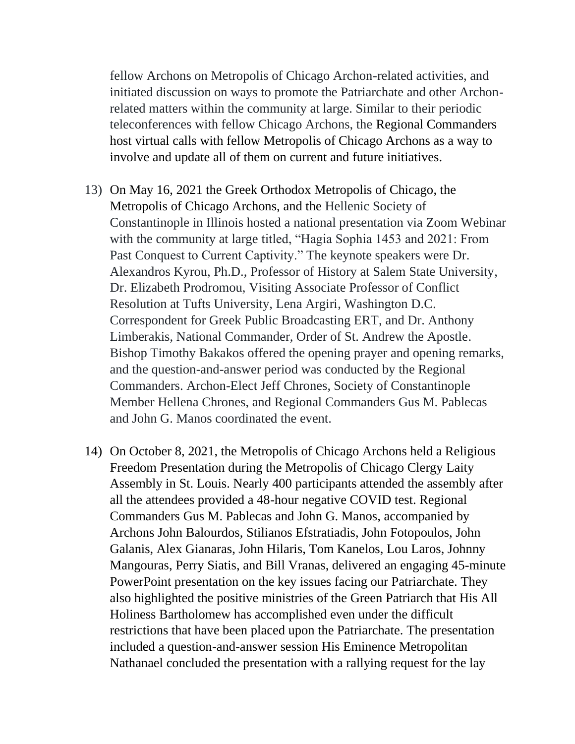fellow Archons on Metropolis of Chicago Archon-related activities, and initiated discussion on ways to promote the Patriarchate and other Archon-related matters within the community at large. Similar to their periodic teleconferences with fellow Chicago Archons, the Regional Commanders host virtual calls with fellow Metropolis of Chicago Archons as a way to involve and update all of them on current and future initiatives.

13) On May 16, 2021 the Greek Orthodox Metropolis of Chicago, the Metropolis of Chicago Archons, and the Hellenic Society of Constantinople in Illinois hosted a national presentation via Zoom Webinar with the community at large titled, "Hagia Sophia 1453 and 2021: From Past Conquest to Current Captivity." The keynote speakers were Dr. Alexandros Kyrou, Ph.D., Professor of History at Salem State University, Dr. Elizabeth Prodromou, Visiting Associate Professor of Conflict Resolution at Tufts University, Lena Argiri, Washington D.C. Correspondent for Greek Public Broadcasting ERT, and Dr. Anthony Limberakis, National Commander, Order of St. Andrew the Apostle. Bishop Timothy Bakakos offered the opening prayer and opening remarks, and the question-and-answer period was conducted by the Regional Commanders. Archon-Elect Jeff Chrones, Society of Constantinople Member Hellena Chrones, and Regional Commanders Gus M. Pablecas and John G. Manos coordinated the event.

14) On October 8, 2021, the Metropolis of Chicago Archons held a Religious Freedom Presentation during the Metropolis of Chicago Clergy Laity Assembly in St. Louis. Nearly 400 participants attended the assembly after all the attendees provided a 48-hour negative COVID test. Regional Commanders Gus M. Pablecas and John G. Manos, accompanied by Archons John Balourdos, Stilianos Efstratiadis, John Fotopoulos, John Galanis, Alex Gianaras, John Hilaris, Tom Kanelos, Lou Laros, Johnny Mangouras, Perry Siatis, and Bill Vranas, delivered an engaging 45-minute PowerPoint presentation on the key issues facing our Patriarchate. They also highlighted the positive ministries of the Green Patriarch that His All Holiness Bartholomew has accomplished even under the difficult restrictions that have been placed upon the Patriarchate. The presentation included a question-and-answer session His Eminence Metropolitan Nathanael concluded the presentation with a rallying request for the lay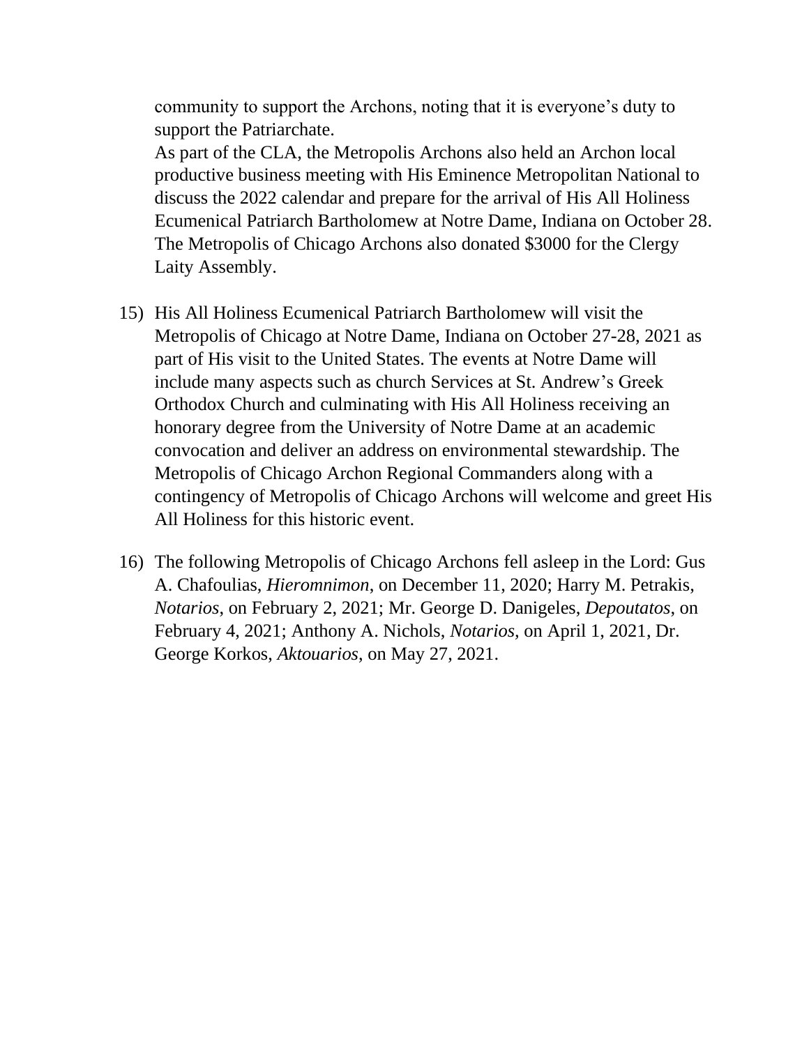community to support the Archons, noting that it is everyone's duty to support the Patriarchate.

As part of the CLA, the Metropolis Archons also held an Archon local productive business meeting with His Eminence Metropolitan National to discuss the 2022 calendar and prepare for the arrival of His All Holiness Ecumenical Patriarch Bartholomew at Notre Dame, Indiana on October 28. The Metropolis of Chicago Archons also donated $3000 for the Clergy Laity Assembly.

15) His All Holiness Ecumenical Patriarch Bartholomew will visit the Metropolis of Chicago at Notre Dame, Indiana on October 27-28, 2021 as part of His visit to the United States. The events at Notre Dame will include many aspects such as church Services at St. Andrew's Greek Orthodox Church and culminating with His All Holiness receiving an honorary degree from the University of Notre Dame at an academic convocation and deliver an address on environmental stewardship. The Metropolis of Chicago Archon Regional Commanders along with a contingency of Metropolis of Chicago Archons will welcome and greet His All Holiness for this historic event.

16) The following Metropolis of Chicago Archons fell asleep in the Lord: Gus A. Chafoulias, *Hieromnimon*, on December 11, 2020; Harry M. Petrakis, *Notarios*, on February 2, 2021; Mr. George D. Danigeles, *Depoutatos*, on February 4, 2021; Anthony A. Nichols, *Notarios*, on April 1, 2021, Dr. George Korkos, *Aktouarios*, on May 27, 2021.